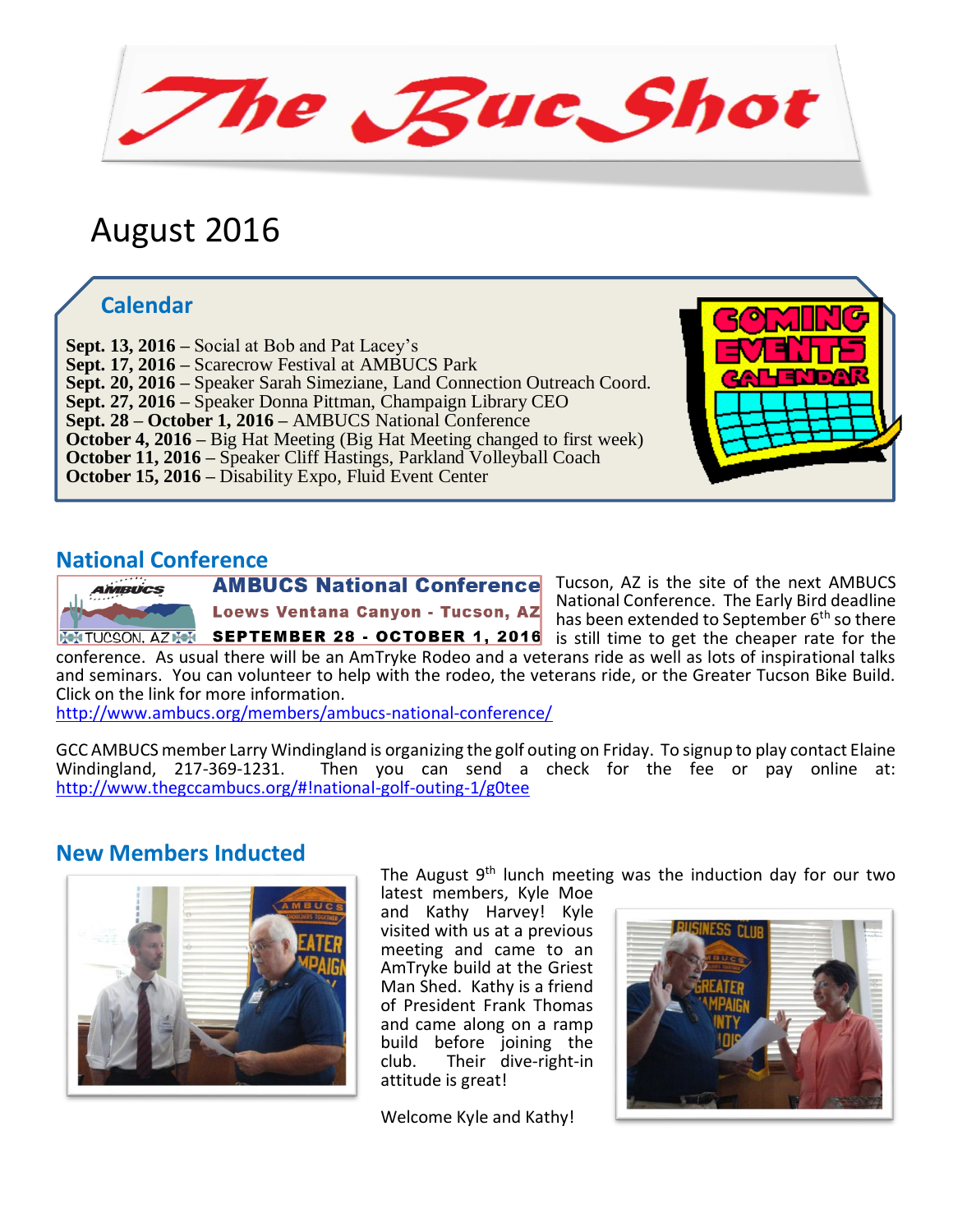# The Buc Shot

## August 2016

### Calendar

**Sept. 13, 2016** – Social at Bob and Pat Lacey's
**Sept. 17, 2016** – Scarecrow Festival at AMBUCS Park
**Sept. 20, 2016** – Speaker Sarah Simeziane, Land Connection Outreach Coord.
**Sept. 27, 2016** – Speaker Donna Pittman, Champaign Library CEO
**Sept. 28 – October 1, 2016** – AMBUCS National Conference
**October 4, 2016** – Big Hat Meeting (Big Hat Meeting changed to first week)
**October 11, 2016** – Speaker Cliff Hastings, Parkland Volleyball Coach
**October 15, 2016** – Disability Expo, Fluid Event Center

### National Conference

**AMBUCS National Conference**
**Loews Ventana Canyon - Tucson, AZ**
**SEPTEMBER 28 - OCTOBER 1, 2016**

Tucson, AZ is the site of the next AMBUCS National Conference. The Early Bird deadline has been extended to September 6th so there is still time to get the cheaper rate for the conference. As usual there will be an AmTryke Rodeo and a veterans ride as well as lots of inspirational talks and seminars. You can volunteer to help with the rodeo, the veterans ride, or the Greater Tucson Bike Build. Click on the link for more information.
http://www.ambucs.org/members/ambucs-national-conference/

GCC AMBUCS member Larry Windingland is organizing the golf outing on Friday. To signup to play contact Elaine Windingland, 217-369-1231. Then you can send a check for the fee or pay online at: http://www.thegccambucs.org/#!national-golf-outing-1/g0tee

### New Members Inducted

The August 9th lunch meeting was the induction day for our two latest members, Kyle Moe and Kathy Harvey! Kyle visited with us at a previous meeting and came to an AmTryke build at the Griest Man Shed. Kathy is a friend of President Frank Thomas and came along on a ramp build before joining the club. Their dive-right-in attitude is great!

Welcome Kyle and Kathy!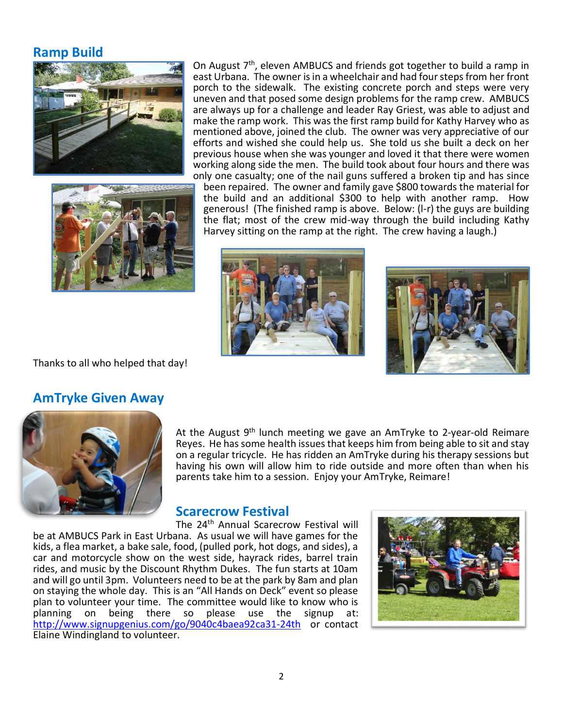## Ramp Build

On August 7th, eleven AMBUCS and friends got together to build a ramp in east Urbana. The owner is in a wheelchair and had four steps from her front porch to the sidewalk. The existing concrete porch and steps were very uneven and that posed some design problems for the ramp crew. AMBUCS are always up for a challenge and leader Ray Griest, was able to adjust and make the ramp work. This was the first ramp build for Kathy Harvey who as mentioned above, joined the club. The owner was very appreciative of our efforts and wished she could help us. She told us she built a deck on her previous house when she was younger and loved it that there were women working along side the men. The build took about four hours and there was only one casualty; one of the nail guns suffered a broken tip and has since been repaired. The owner and family gave $800 towards the material for the build and an additional $300 to help with another ramp. How generous! (The finished ramp is above. Below: (l-r) the guys are building the flat; most of the crew mid-way through the build including Kathy Harvey sitting on the ramp at the right. The crew having a laugh.)

Thanks to all who helped that day!

## AmTryke Given Away

At the August 9th lunch meeting we gave an AmTryke to 2-year-old Reimare Reyes. He has some health issues that keeps him from being able to sit and stay on a regular tricycle. He has ridden an AmTryke during his therapy sessions but having his own will allow him to ride outside and more often than when his parents take him to a session. Enjoy your AmTryke, Reimare!

## Scarecrow Festival

The 24th Annual Scarecrow Festival will be at AMBUCS Park in East Urbana. As usual we will have games for the kids, a flea market, a bake sale, food, (pulled pork, hot dogs, and sides), a car and motorcycle show on the west side, hayrack rides, barrel train rides, and music by the Discount Rhythm Dukes. The fun starts at 10am and will go until 3pm. Volunteers need to be at the park by 8am and plan on staying the whole day. This is an "All Hands on Deck" event so please plan to volunteer your time. The committee would like to know who is planning on being there so please use the signup at: http://www.signupgenius.com/go/9040c4baea92ca31-24th or contact Elaine Windingland to volunteer.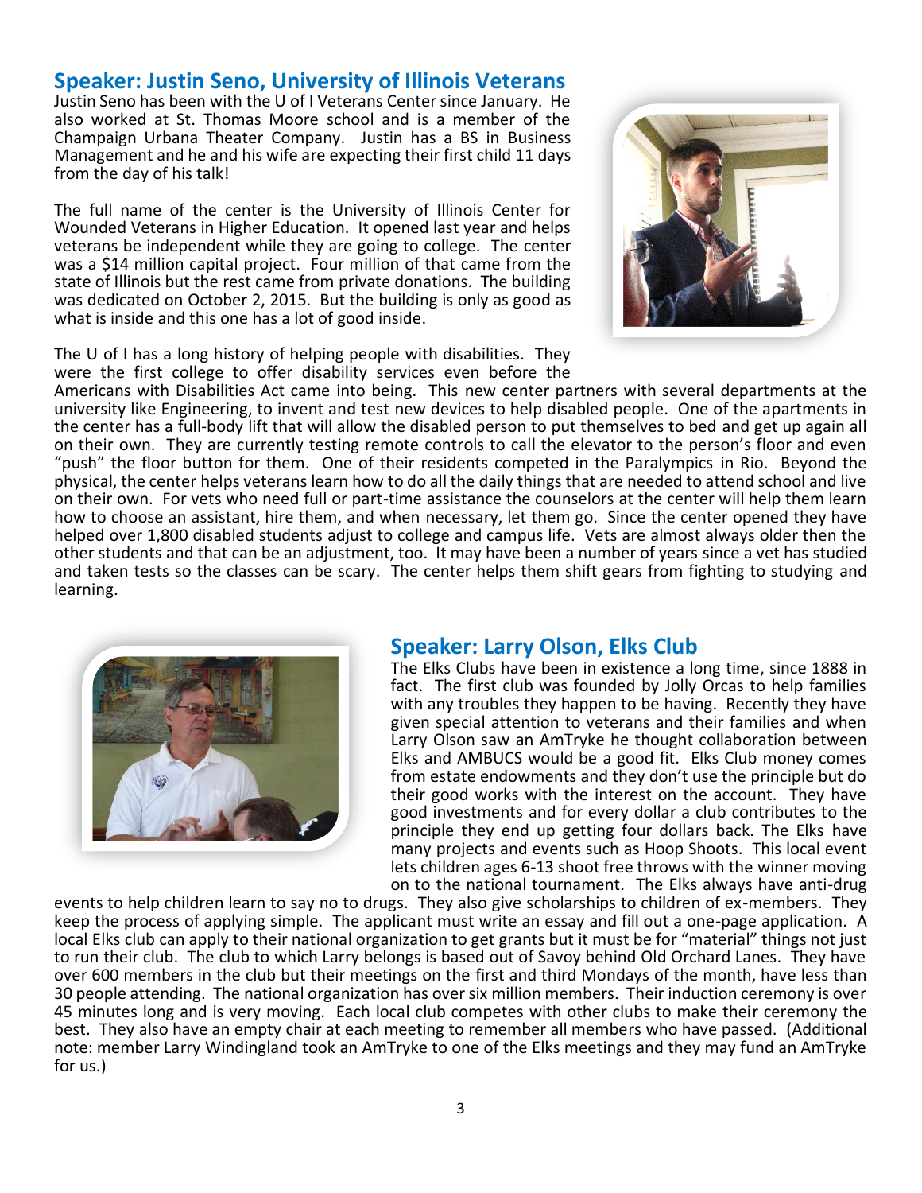## Speaker: Justin Seno, University of Illinois Veterans

Justin Seno has been with the U of I Veterans Center since January. He also worked at St. Thomas Moore school and is a member of the Champaign Urbana Theater Company. Justin has a BS in Business Management and he and his wife are expecting their first child 11 days from the day of his talk!

The full name of the center is the University of Illinois Center for Wounded Veterans in Higher Education. It opened last year and helps veterans be independent while they are going to college. The center was a $14 million capital project. Four million of that came from the state of Illinois but the rest came from private donations. The building was dedicated on October 2, 2015. But the building is only as good as what is inside and this one has a lot of good inside.

The U of I has a long history of helping people with disabilities. They were the first college to offer disability services even before the Americans with Disabilities Act came into being. This new center partners with several departments at the university like Engineering, to invent and test new devices to help disabled people. One of the apartments in the center has a full-body lift that will allow the disabled person to put themselves to bed and get up again all on their own. They are currently testing remote controls to call the elevator to the person's floor and even "push" the floor button for them. One of their residents competed in the Paralympics in Rio. Beyond the physical, the center helps veterans learn how to do all the daily things that are needed to attend school and live on their own. For vets who need full or part-time assistance the counselors at the center will help them learn how to choose an assistant, hire them, and when necessary, let them go. Since the center opened they have helped over 1,800 disabled students adjust to college and campus life. Vets are almost always older then the other students and that can be an adjustment, too. It may have been a number of years since a vet has studied and taken tests so the classes can be scary. The center helps them shift gears from fighting to studying and learning.

## Speaker: Larry Olson, Elks Club

The Elks Clubs have been in existence a long time, since 1888 in fact. The first club was founded by Jolly Orcas to help families with any troubles they happen to be having. Recently they have given special attention to veterans and their families and when Larry Olson saw an AmTryke he thought collaboration between Elks and AMBUCS would be a good fit. Elks Club money comes from estate endowments and they don't use the principle but do their good works with the interest on the account. They have good investments and for every dollar a club contributes to the principle they end up getting four dollars back. The Elks have many projects and events such as Hoop Shoots. This local event lets children ages 6-13 shoot free throws with the winner moving on to the national tournament. The Elks always have anti-drug events to help children learn to say no to drugs. They also give scholarships to children of ex-members. They keep the process of applying simple. The applicant must write an essay and fill out a one-page application. A local Elks club can apply to their national organization to get grants but it must be for "material" things not just to run their club. The club to which Larry belongs is based out of Savoy behind Old Orchard Lanes. They have over 600 members in the club but their meetings on the first and third Mondays of the month, have less than 30 people attending. The national organization has over six million members. Their induction ceremony is over 45 minutes long and is very moving. Each local club competes with other clubs to make their ceremony the best. They also have an empty chair at each meeting to remember all members who have passed. (Additional note: member Larry Windingland took an AmTryke to one of the Elks meetings and they may fund an AmTryke for us.)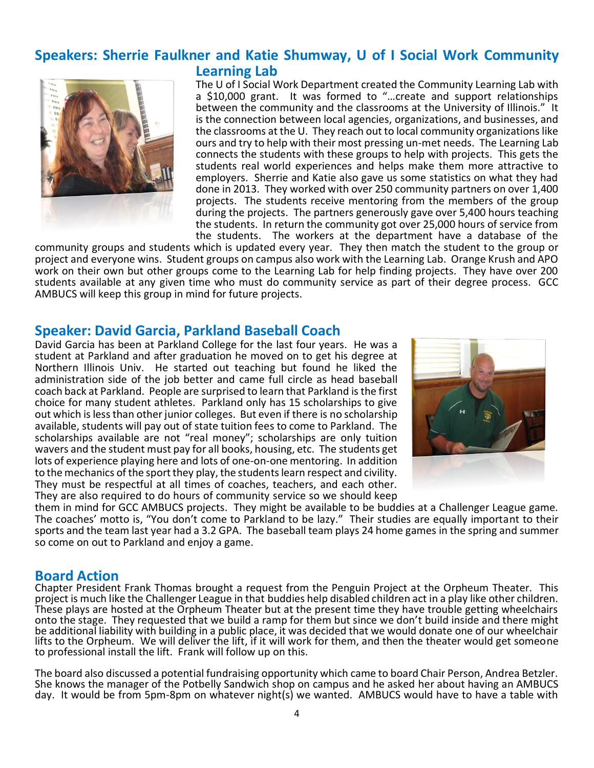## Speakers: Sherrie Faulkner and Katie Shumway, U of I Social Work Community Learning Lab

The U of I Social Work Department created the Community Learning Lab with a $10,000 grant. It was formed to "…create and support relationships between the community and the classrooms at the University of Illinois." It is the connection between local agencies, organizations, and businesses, and the classrooms at the U. They reach out to local community organizations like ours and try to help with their most pressing un-met needs. The Learning Lab connects the students with these groups to help with projects. This gets the students real world experiences and helps make them more attractive to employers. Sherrie and Katie also gave us some statistics on what they had done in 2013. They worked with over 250 community partners on over 1,400 projects. The students receive mentoring from the members of the group during the projects. The partners generously gave over 5,400 hours teaching the students. In return the community got over 25,000 hours of service from the students. The workers at the department have a database of the community groups and students which is updated every year. They then match the student to the group or project and everyone wins. Student groups on campus also work with the Learning Lab. Orange Krush and APO work on their own but other groups come to the Learning Lab for help finding projects. They have over 200 students available at any given time who must do community service as part of their degree process. GCC AMBUCS will keep this group in mind for future projects.

## Speaker: David Garcia, Parkland Baseball Coach

David Garcia has been at Parkland College for the last four years. He was a student at Parkland and after graduation he moved on to get his degree at Northern Illinois Univ. He started out teaching but found he liked the administration side of the job better and came full circle as head baseball coach back at Parkland. People are surprised to learn that Parkland is the first choice for many student athletes. Parkland only has 15 scholarships to give out which is less than other junior colleges. But even if there is no scholarship available, students will pay out of state tuition fees to come to Parkland. The scholarships available are not "real money"; scholarships are only tuition wavers and the student must pay for all books, housing, etc. The students get lots of experience playing here and lots of one-on-one mentoring. In addition to the mechanics of the sport they play, the students learn respect and civility. They must be respectful at all times of coaches, teachers, and each other. They are also required to do hours of community service so we should keep them in mind for GCC AMBUCS projects. They might be available to be buddies at a Challenger League game. The coaches' motto is, "You don't come to Parkland to be lazy." Their studies are equally important to their sports and the team last year had a 3.2 GPA. The baseball team plays 24 home games in the spring and summer so come on out to Parkland and enjoy a game.

## Board Action

Chapter President Frank Thomas brought a request from the Penguin Project at the Orpheum Theater. This project is much like the Challenger League in that buddies help disabled children act in a play like other children. These plays are hosted at the Orpheum Theater but at the present time they have trouble getting wheelchairs onto the stage. They requested that we build a ramp for them but since we don't build inside and there might be additional liability with building in a public place, it was decided that we would donate one of our wheelchair lifts to the Orpheum. We will deliver the lift, if it will work for them, and then the theater would get someone to professional install the lift. Frank will follow up on this.

The board also discussed a potential fundraising opportunity which came to board Chair Person, Andrea Betzler. She knows the manager of the Potbelly Sandwich shop on campus and he asked her about having an AMBUCS day. It would be from 5pm-8pm on whatever night(s) we wanted. AMBUCS would have to have a table with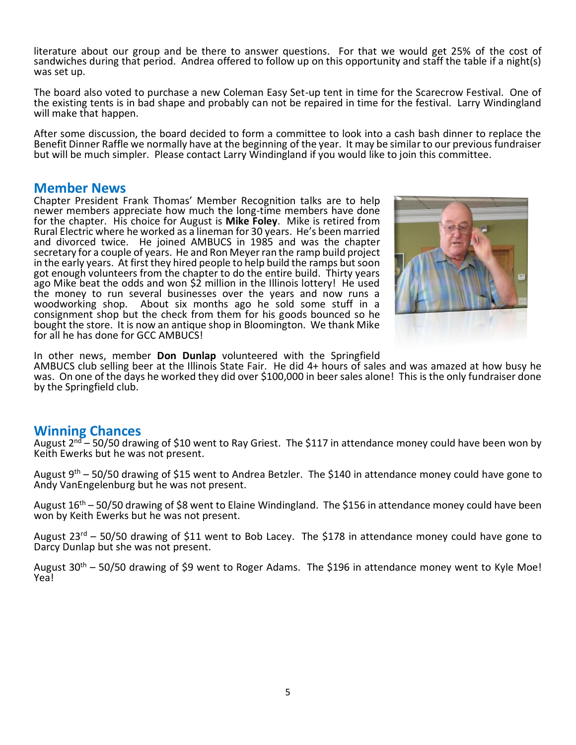literature about our group and be there to answer questions. For that we would get 25% of the cost of sandwiches during that period. Andrea offered to follow up on this opportunity and staff the table if a night(s) was set up.

The board also voted to purchase a new Coleman Easy Set-up tent in time for the Scarecrow Festival. One of the existing tents is in bad shape and probably can not be repaired in time for the festival. Larry Windingland will make that happen.

After some discussion, the board decided to form a committee to look into a cash bash dinner to replace the Benefit Dinner Raffle we normally have at the beginning of the year. It may be similar to our previous fundraiser but will be much simpler. Please contact Larry Windingland if you would like to join this committee.

## Member News

Chapter President Frank Thomas' Member Recognition talks are to help newer members appreciate how much the long-time members have done for the chapter. His choice for August is **Mike Foley**. Mike is retired from Rural Electric where he worked as a lineman for 30 years. He's been married and divorced twice. He joined AMBUCS in 1985 and was the chapter secretary for a couple of years. He and Ron Meyer ran the ramp build project in the early years. At first they hired people to help build the ramps but soon got enough volunteers from the chapter to do the entire build. Thirty years ago Mike beat the odds and won $2 million in the Illinois lottery! He used the money to run several businesses over the years and now runs a woodworking shop. About six months ago he sold some stuff in a consignment shop but the check from them for his goods bounced so he bought the store. It is now an antique shop in Bloomington. We thank Mike for all he has done for GCC AMBUCS!

In other news, member **Don Dunlap** volunteered with the Springfield AMBUCS club selling beer at the Illinois State Fair. He did 4+ hours of sales and was amazed at how busy he was. On one of the days he worked they did over $100,000 in beer sales alone! This is the only fundraiser done by the Springfield club.

## Winning Chances

August 2nd – 50/50 drawing of $10 went to Ray Griest. The $117 in attendance money could have been won by Keith Ewerks but he was not present.

August 9th – 50/50 drawing of $15 went to Andrea Betzler. The $140 in attendance money could have gone to Andy VanEngelenburg but he was not present.

August 16th – 50/50 drawing of $8 went to Elaine Windingland. The $156 in attendance money could have been won by Keith Ewerks but he was not present.

August 23rd – 50/50 drawing of $11 went to Bob Lacey. The $178 in attendance money could have gone to Darcy Dunlap but she was not present.

August 30th – 50/50 drawing of $9 went to Roger Adams. The $196 in attendance money went to Kyle Moe! Yea!